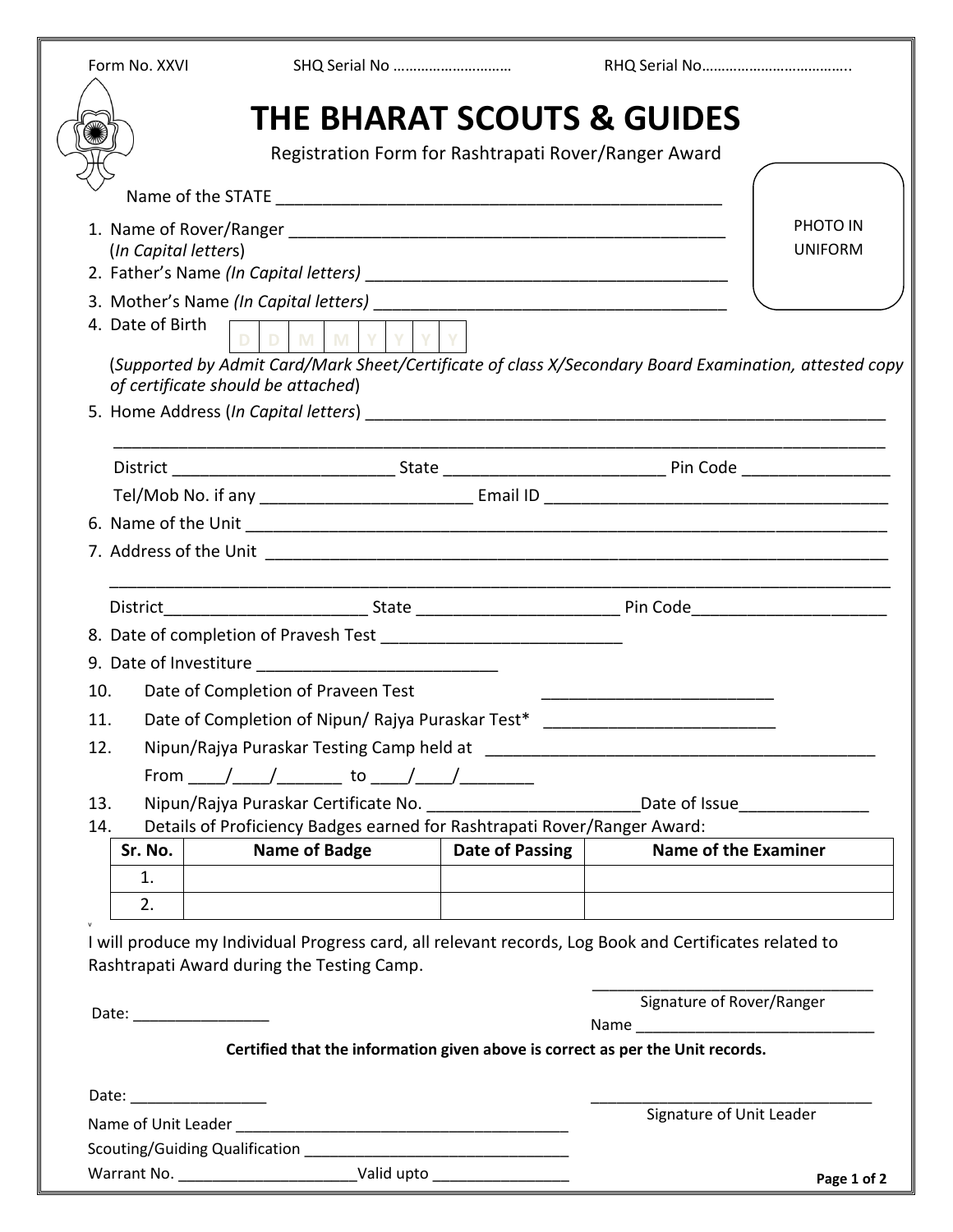Form No. XXVI SHQ Serial No ……………………… RHQ Serial No………………………………..

# THE BHARAT SCOUTS & GUIDES

## Registration Form for Rashtrapati Rover/Ranger Award

PHOTO IN UNIFORM

Name of the STATE _______________________________________________

1. Name of Rover/Ranger _______________________________________________
   (*In Capital letters*)
2. Father's Name *(In Capital letters)* ______________________________________
3. Mother's Name *(In Capital letters)* ______________________________________
4. Date of Birth

| D | D | M | M | Y | Y | Y | Y |
|---|---|---|---|---|---|---|---|

   (*Supported by Admit Card/Mark Sheet/Certificate of class X/Secondary Board Examination, attested copy of certificate should be attached*)

5. Home Address (*In Capital letters*) ______________________________________________________

   ______________________________________________________________________________

   District ________________________ State _______________________ Pin Code _______________

   Tel/Mob No. if any ______________________ Email ID _____________________________________

6. Name of the Unit _______________________________________________________________________
7. Address of the Unit ____________________________________________________________________

   ______________________________________________________________________________

   District_____________________ State _____________________ Pin Code_____________________

8. Date of completion of Pravesh Test __________________________
9. Date of Investiture __________________________
10. Date of Completion of Praveen Test __________________________
11. Date of Completion of Nipun/ Rajya Puraskar Test* __________________________
12. Nipun/Rajya Puraskar Testing Camp held at ___________________________________________

    From ____/____/_______ to ____/____/________

13. Nipun/Rajya Puraskar Certificate No. ______________________Date of Issue______________
14. Details of Proficiency Badges earned for Rashtrapati Rover/Ranger Award:

| Sr. No. | Name of Badge | Date of Passing | Name of the Examiner |
|---|---|---|---|
| 1. | | | |
| 2. | | | |

I will produce my Individual Progress card, all relevant records, Log Book and Certificates related to Rashtrapati Award during the Testing Camp.

Date: ________________

_________________________________

Signature of Rover/Ranger

Name _____________________________

**Certified that the information given above is correct as per the Unit records.**

Date: ________________

_________________________________

Signature of Unit Leader

Name of Unit Leader _______________________________________

Scouting/Guiding Qualification _______________________________

Warrant No. _____________________Valid upto ________________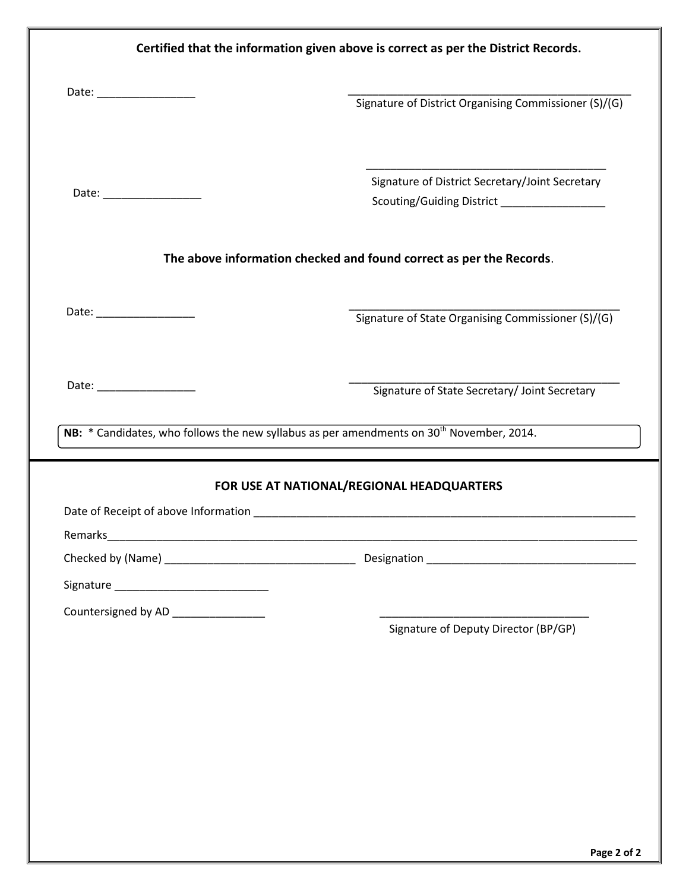**Certified that the information given above is correct as per the District Records.**

Date: ________________

_______________________________________________
Signature of District Organising Commissioner (S)/(G)

Date: ________________

_______________________________________
Signature of District Secretary/Joint Secretary
Scouting/Guiding District _________________

**The above information checked and found correct as per the Records**.

Date: ________________

_____________________________________________
Signature of State Organising Commissioner (S)/(G)

Date: ________________

_____________________________________________
Signature of State Secretary/ Joint Secretary

**NB:** * Candidates, who follows the new syllabus as per amendments on 30th November, 2014.

## FOR USE AT NATIONAL/REGIONAL HEADQUARTERS

Date of Receipt of above Information ________________________________________________________________

Remarks_____________________________________________________________________________________________

Checked by (Name) ________________________________ Designation ___________________________________

Signature _________________________

Countersigned by AD _______________

___________________________________
Signature of Deputy Director (BP/GP)